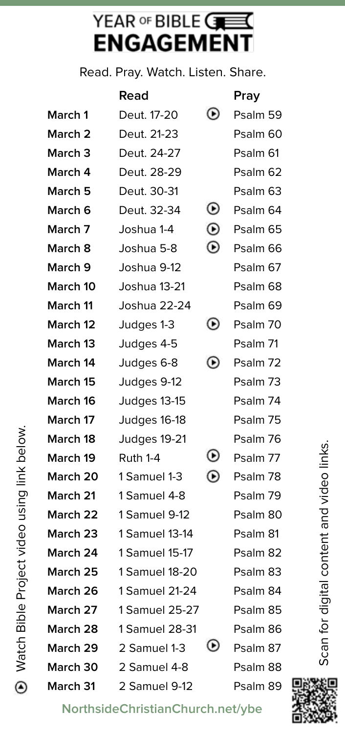# YEAR OF BIBLE ENGAGEMENT

Read. Pray. Watch. Listen. Share.

| | Read | | Pray |
|---|---|---|---|
| **March 1** | Deut. 17-20 | ⊙ | Psalm 59 |
| **March 2** | Deut. 21-23 | | Psalm 60 |
| **March 3** | Deut. 24-27 | | Psalm 61 |
| **March 4** | Deut. 28-29 | | Psalm 62 |
| **March 5** | Deut. 30-31 | | Psalm 63 |
| **March 6** | Deut. 32-34 | ⊙ | Psalm 64 |
| **March 7** | Joshua 1-4 | ⊙ | Psalm 65 |
| **March 8** | Joshua 5-8 | ⊙ | Psalm 66 |
| **March 9** | Joshua 9-12 | | Psalm 67 |
| **March 10** | Joshua 13-21 | | Psalm 68 |
| **March 11** | Joshua 22-24 | | Psalm 69 |
| **March 12** | Judges 1-3 | ⊙ | Psalm 70 |
| **March 13** | Judges 4-5 | | Psalm 71 |
| **March 14** | Judges 6-8 | ⊙ | Psalm 72 |
| **March 15** | Judges 9-12 | | Psalm 73 |
| **March 16** | Judges 13-15 | | Psalm 74 |
| **March 17** | Judges 16-18 | | Psalm 75 |
| **March 18** | Judges 19-21 | | Psalm 76 |
| **March 19** | Ruth 1-4 | ⊙ | Psalm 77 |
| **March 20** | 1 Samuel 1-3 | ⊙ | Psalm 78 |
| **March 21** | 1 Samuel 4-8 | | Psalm 79 |
| **March 22** | 1 Samuel 9-12 | | Psalm 80 |
| **March 23** | 1 Samuel 13-14 | | Psalm 81 |
| **March 24** | 1 Samuel 15-17 | | Psalm 82 |
| **March 25** | 1 Samuel 18-20 | | Psalm 83 |
| **March 26** | 1 Samuel 21-24 | | Psalm 84 |
| **March 27** | 1 Samuel 25-27 | | Psalm 85 |
| **March 28** | 1 Samuel 28-31 | | Psalm 86 |
| **March 29** | 2 Samuel 1-3 | ⊙ | Psalm 87 |
| **March 30** | 2 Samuel 4-8 | | Psalm 88 |
| **March 31** | 2 Samuel 9-12 | | Psalm 89 |

⊙ Watch Bible Project video using link below.

Scan for digital content and video links.

**NorthsideChristianChurch.net/ybe**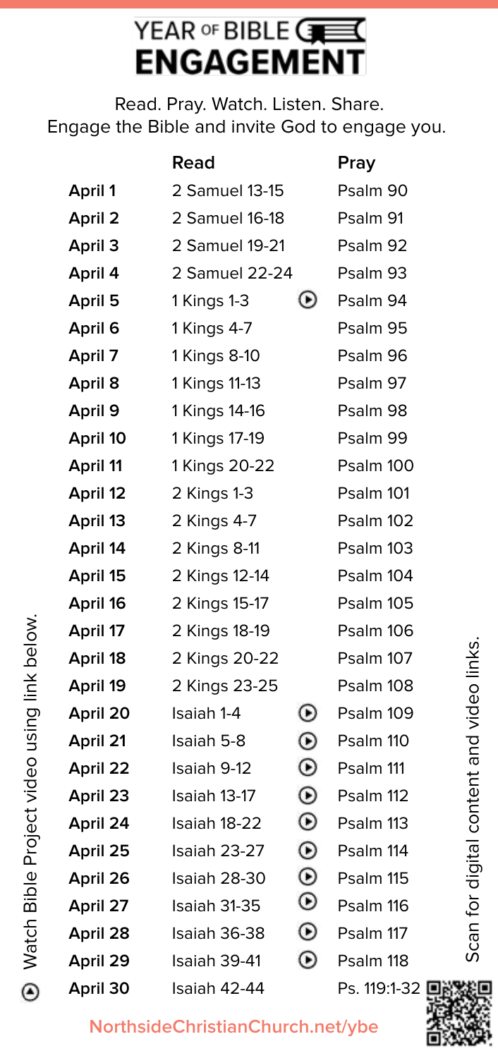# YEAR OF BIBLE ENGAGEMENT

Read. Pray. Watch. Listen. Share.
Engage the Bible and invite God to engage you.

| | Read | | Pray |
|---|---|---|---|
| **April 1** | 2 Samuel 13-15 | | Psalm 90 |
| **April 2** | 2 Samuel 16-18 | | Psalm 91 |
| **April 3** | 2 Samuel 19-21 | | Psalm 92 |
| **April 4** | 2 Samuel 22-24 | | Psalm 93 |
| **April 5** | 1 Kings 1-3 | ⊙ | Psalm 94 |
| **April 6** | 1 Kings 4-7 | | Psalm 95 |
| **April 7** | 1 Kings 8-10 | | Psalm 96 |
| **April 8** | 1 Kings 11-13 | | Psalm 97 |
| **April 9** | 1 Kings 14-16 | | Psalm 98 |
| **April 10** | 1 Kings 17-19 | | Psalm 99 |
| **April 11** | 1 Kings 20-22 | | Psalm 100 |
| **April 12** | 2 Kings 1-3 | | Psalm 101 |
| **April 13** | 2 Kings 4-7 | | Psalm 102 |
| **April 14** | 2 Kings 8-11 | | Psalm 103 |
| **April 15** | 2 Kings 12-14 | | Psalm 104 |
| **April 16** | 2 Kings 15-17 | | Psalm 105 |
| **April 17** | 2 Kings 18-19 | | Psalm 106 |
| **April 18** | 2 Kings 20-22 | | Psalm 107 |
| **April 19** | 2 Kings 23-25 | | Psalm 108 |
| **April 20** | Isaiah 1-4 | ⊙ | Psalm 109 |
| **April 21** | Isaiah 5-8 | ⊙ | Psalm 110 |
| **April 22** | Isaiah 9-12 | ⊙ | Psalm 111 |
| **April 23** | Isaiah 13-17 | ⊙ | Psalm 112 |
| **April 24** | Isaiah 18-22 | ⊙ | Psalm 113 |
| **April 25** | Isaiah 23-27 | ⊙ | Psalm 114 |
| **April 26** | Isaiah 28-30 | ⊙ | Psalm 115 |
| **April 27** | Isaiah 31-35 | ⊙ | Psalm 116 |
| **April 28** | Isaiah 36-38 | ⊙ | Psalm 117 |
| **April 29** | Isaiah 39-41 | ⊙ | Psalm 118 |
| **April 30** | Isaiah 42-44 | | Ps. 119:1-32 |

⊙ Watch Bible Project video using link below.

Scan for digital content and video links.

**NorthsideChristianChurch.net/ybe**